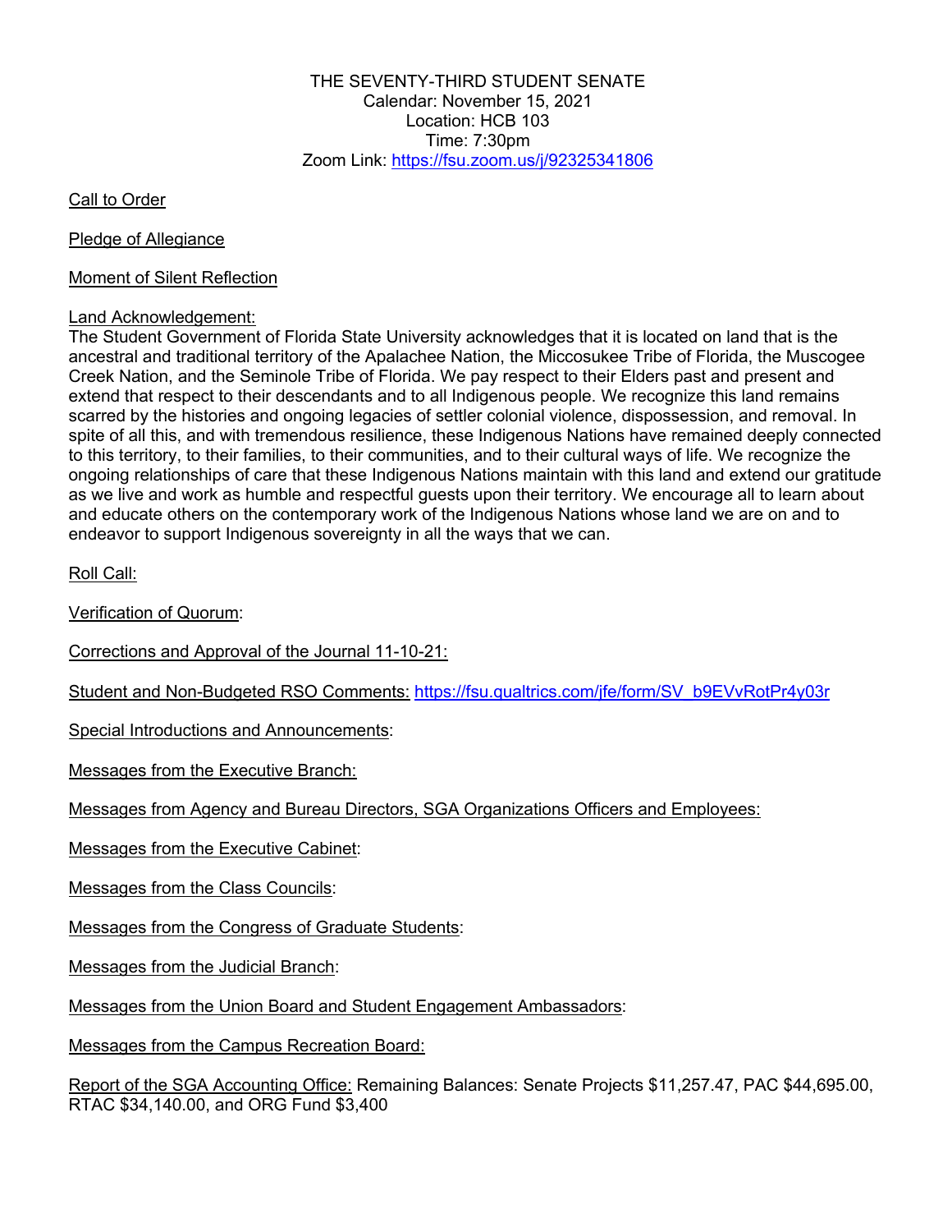THE SEVENTY-THIRD STUDENT SENATE
Calendar: November 15, 2021
Location: HCB 103
Time: 7:30pm
Zoom Link: https://fsu.zoom.us/j/92325341806

Call to Order

Pledge of Allegiance

Moment of Silent Reflection

Land Acknowledgement:
The Student Government of Florida State University acknowledges that it is located on land that is the ancestral and traditional territory of the Apalachee Nation, the Miccosukee Tribe of Florida, the Muscogee Creek Nation, and the Seminole Tribe of Florida. We pay respect to their Elders past and present and extend that respect to their descendants and to all Indigenous people. We recognize this land remains scarred by the histories and ongoing legacies of settler colonial violence, dispossession, and removal. In spite of all this, and with tremendous resilience, these Indigenous Nations have remained deeply connected to this territory, to their families, to their communities, and to their cultural ways of life. We recognize the ongoing relationships of care that these Indigenous Nations maintain with this land and extend our gratitude as we live and work as humble and respectful guests upon their territory. We encourage all to learn about and educate others on the contemporary work of the Indigenous Nations whose land we are on and to endeavor to support Indigenous sovereignty in all the ways that we can.

Roll Call:

Verification of Quorum:

Corrections and Approval of the Journal 11-10-21:

Student and Non-Budgeted RSO Comments: https://fsu.qualtrics.com/jfe/form/SV_b9EVvRotPr4y03r

Special Introductions and Announcements:

Messages from the Executive Branch:

Messages from Agency and Bureau Directors, SGA Organizations Officers and Employees:

Messages from the Executive Cabinet:

Messages from the Class Councils:

Messages from the Congress of Graduate Students:

Messages from the Judicial Branch:

Messages from the Union Board and Student Engagement Ambassadors:

Messages from the Campus Recreation Board:

Report of the SGA Accounting Office: Remaining Balances: Senate Projects $11,257.47, PAC $44,695.00, RTAC $34,140.00, and ORG Fund $3,400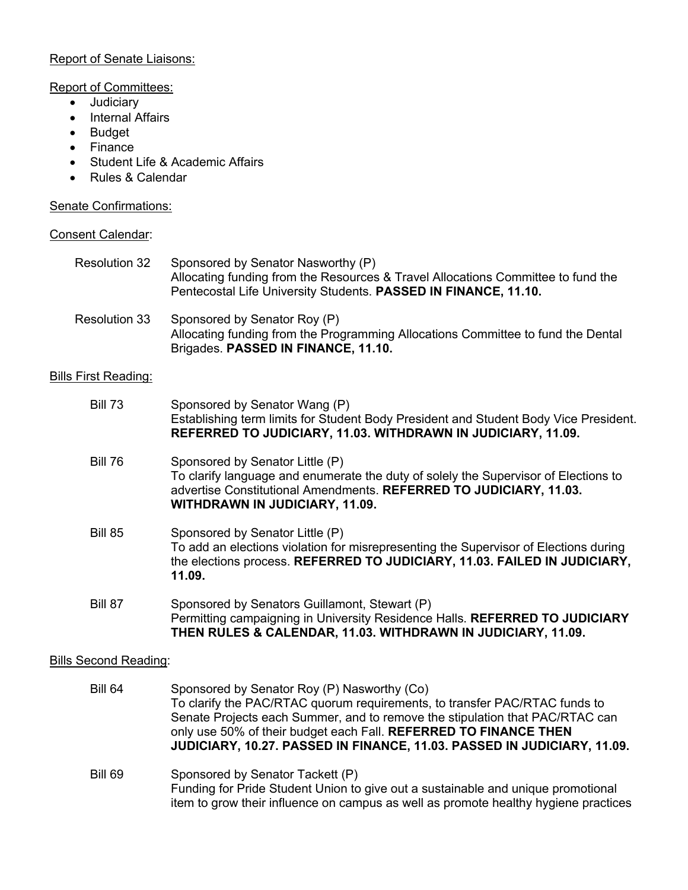Report of Senate Liaisons:

Report of Committees:

- Judiciary
- Internal Affairs
- Budget
- Finance
- Student Life & Academic Affairs
- Rules & Calendar

Senate Confirmations:

Consent Calendar:

Resolution 32 — Sponsored by Senator Nasworthy (P)
Allocating funding from the Resources & Travel Allocations Committee to fund the Pentecostal Life University Students. **PASSED IN FINANCE, 11.10.**

Resolution 33 — Sponsored by Senator Roy (P)
Allocating funding from the Programming Allocations Committee to fund the Dental Brigades. **PASSED IN FINANCE, 11.10.**

Bills First Reading:

Bill 73 — Sponsored by Senator Wang (P)
Establishing term limits for Student Body President and Student Body Vice President. **REFERRED TO JUDICIARY, 11.03. WITHDRAWN IN JUDICIARY, 11.09.**

Bill 76 — Sponsored by Senator Little (P)
To clarify language and enumerate the duty of solely the Supervisor of Elections to advertise Constitutional Amendments. **REFERRED TO JUDICIARY, 11.03. WITHDRAWN IN JUDICIARY, 11.09.**

Bill 85 — Sponsored by Senator Little (P)
To add an elections violation for misrepresenting the Supervisor of Elections during the elections process. **REFERRED TO JUDICIARY, 11.03. FAILED IN JUDICIARY, 11.09.**

Bill 87 — Sponsored by Senators Guillamont, Stewart (P)
Permitting campaigning in University Residence Halls. **REFERRED TO JUDICIARY THEN RULES & CALENDAR, 11.03. WITHDRAWN IN JUDICIARY, 11.09.**

Bills Second Reading:

Bill 64 — Sponsored by Senator Roy (P) Nasworthy (Co)
To clarify the PAC/RTAC quorum requirements, to transfer PAC/RTAC funds to Senate Projects each Summer, and to remove the stipulation that PAC/RTAC can only use 50% of their budget each Fall. **REFERRED TO FINANCE THEN JUDICIARY, 10.27. PASSED IN FINANCE, 11.03. PASSED IN JUDICIARY, 11.09.**

Bill 69 — Sponsored by Senator Tackett (P)
Funding for Pride Student Union to give out a sustainable and unique promotional item to grow their influence on campus as well as promote healthy hygiene practices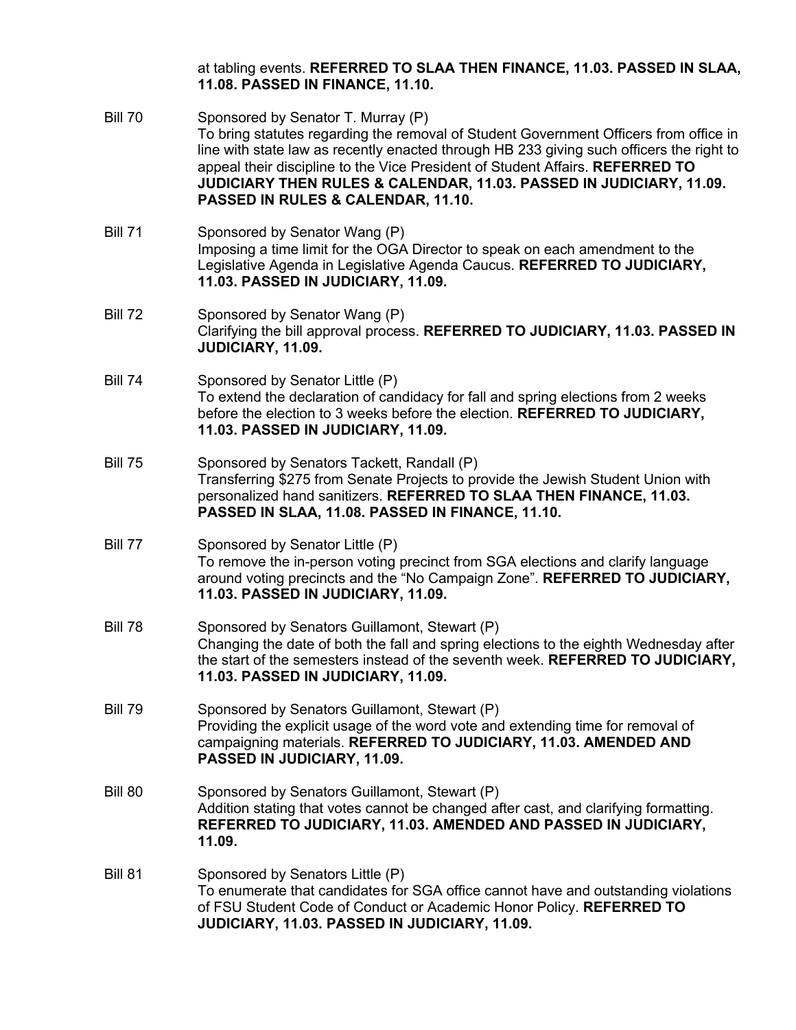at tabling events. **REFERRED TO SLAA THEN FINANCE, 11.03. PASSED IN SLAA, 11.08. PASSED IN FINANCE, 11.10.**

Bill 70 Sponsored by Senator T. Murray (P)
To bring statutes regarding the removal of Student Government Officers from office in line with state law as recently enacted through HB 233 giving such officers the right to appeal their discipline to the Vice President of Student Affairs. **REFERRED TO JUDICIARY THEN RULES & CALENDAR, 11.03. PASSED IN JUDICIARY, 11.09. PASSED IN RULES & CALENDAR, 11.10.**

Bill 71 Sponsored by Senator Wang (P)
Imposing a time limit for the OGA Director to speak on each amendment to the Legislative Agenda in Legislative Agenda Caucus. **REFERRED TO JUDICIARY, 11.03. PASSED IN JUDICIARY, 11.09.**

Bill 72 Sponsored by Senator Wang (P)
Clarifying the bill approval process. **REFERRED TO JUDICIARY, 11.03. PASSED IN JUDICIARY, 11.09.**

Bill 74 Sponsored by Senator Little (P)
To extend the declaration of candidacy for fall and spring elections from 2 weeks before the election to 3 weeks before the election. **REFERRED TO JUDICIARY, 11.03. PASSED IN JUDICIARY, 11.09.**

Bill 75 Sponsored by Senators Tackett, Randall (P)
Transferring $275 from Senate Projects to provide the Jewish Student Union with personalized hand sanitizers. **REFERRED TO SLAA THEN FINANCE, 11.03. PASSED IN SLAA, 11.08. PASSED IN FINANCE, 11.10.**

Bill 77 Sponsored by Senator Little (P)
To remove the in-person voting precinct from SGA elections and clarify language around voting precincts and the "No Campaign Zone". **REFERRED TO JUDICIARY, 11.03. PASSED IN JUDICIARY, 11.09.**

Bill 78 Sponsored by Senators Guillamont, Stewart (P)
Changing the date of both the fall and spring elections to the eighth Wednesday after the start of the semesters instead of the seventh week. **REFERRED TO JUDICIARY, 11.03. PASSED IN JUDICIARY, 11.09.**

Bill 79 Sponsored by Senators Guillamont, Stewart (P)
Providing the explicit usage of the word vote and extending time for removal of campaigning materials. **REFERRED TO JUDICIARY, 11.03. AMENDED AND PASSED IN JUDICIARY, 11.09.**

Bill 80 Sponsored by Senators Guillamont, Stewart (P)
Addition stating that votes cannot be changed after cast, and clarifying formatting. **REFERRED TO JUDICIARY, 11.03. AMENDED AND PASSED IN JUDICIARY, 11.09.**

Bill 81 Sponsored by Senators Little (P)
To enumerate that candidates for SGA office cannot have and outstanding violations of FSU Student Code of Conduct or Academic Honor Policy. **REFERRED TO JUDICIARY, 11.03. PASSED IN JUDICIARY, 11.09.**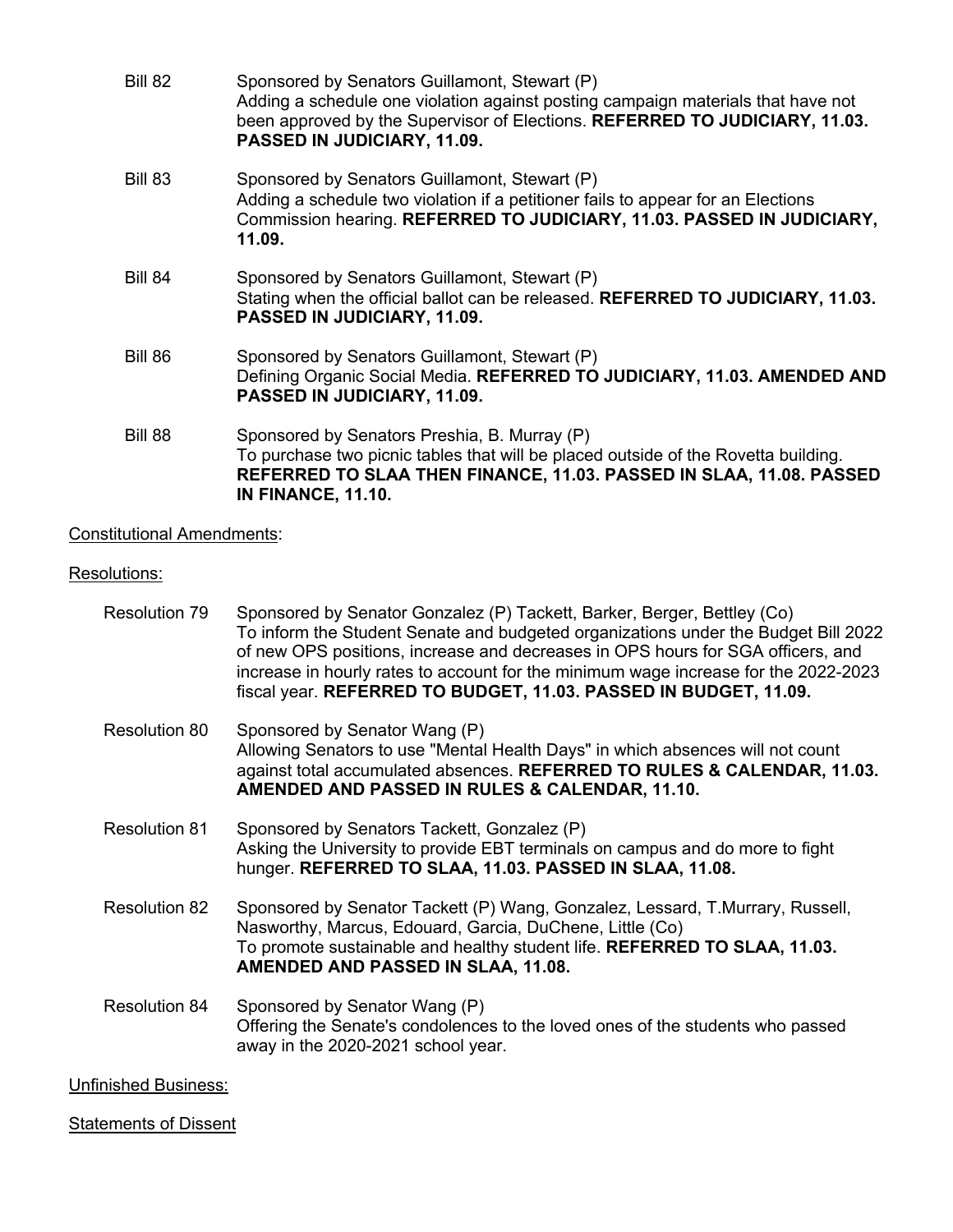Bill 82 Sponsored by Senators Guillamont, Stewart (P)
Adding a schedule one violation against posting campaign materials that have not been approved by the Supervisor of Elections. **REFERRED TO JUDICIARY, 11.03. PASSED IN JUDICIARY, 11.09.**

Bill 83 Sponsored by Senators Guillamont, Stewart (P)
Adding a schedule two violation if a petitioner fails to appear for an Elections Commission hearing. **REFERRED TO JUDICIARY, 11.03. PASSED IN JUDICIARY, 11.09.**

Bill 84 Sponsored by Senators Guillamont, Stewart (P)
Stating when the official ballot can be released. **REFERRED TO JUDICIARY, 11.03. PASSED IN JUDICIARY, 11.09.**

Bill 86 Sponsored by Senators Guillamont, Stewart (P)
Defining Organic Social Media. **REFERRED TO JUDICIARY, 11.03. AMENDED AND PASSED IN JUDICIARY, 11.09.**

Bill 88 Sponsored by Senators Preshia, B. Murray (P)
To purchase two picnic tables that will be placed outside of the Rovetta building. **REFERRED TO SLAA THEN FINANCE, 11.03. PASSED IN SLAA, 11.08. PASSED IN FINANCE, 11.10.**

<u>Constitutional Amendments</u>:

<u>Resolutions:</u>

Resolution 79 Sponsored by Senator Gonzalez (P) Tackett, Barker, Berger, Bettley (Co)
To inform the Student Senate and budgeted organizations under the Budget Bill 2022 of new OPS positions, increase and decreases in OPS hours for SGA officers, and increase in hourly rates to account for the minimum wage increase for the 2022-2023 fiscal year. **REFERRED TO BUDGET, 11.03. PASSED IN BUDGET, 11.09.**

Resolution 80 Sponsored by Senator Wang (P)
Allowing Senators to use "Mental Health Days" in which absences will not count against total accumulated absences. **REFERRED TO RULES & CALENDAR, 11.03. AMENDED AND PASSED IN RULES & CALENDAR, 11.10.**

Resolution 81 Sponsored by Senators Tackett, Gonzalez (P)
Asking the University to provide EBT terminals on campus and do more to fight hunger. **REFERRED TO SLAA, 11.03. PASSED IN SLAA, 11.08.**

Resolution 82 Sponsored by Senator Tackett (P) Wang, Gonzalez, Lessard, T.Murrary, Russell, Nasworthy, Marcus, Edouard, Garcia, DuChene, Little (Co)
To promote sustainable and healthy student life. **REFERRED TO SLAA, 11.03. AMENDED AND PASSED IN SLAA, 11.08.**

Resolution 84 Sponsored by Senator Wang (P)
Offering the Senate's condolences to the loved ones of the students who passed away in the 2020-2021 school year.

<u>Unfinished Business:</u>

<u>Statements of Dissent</u>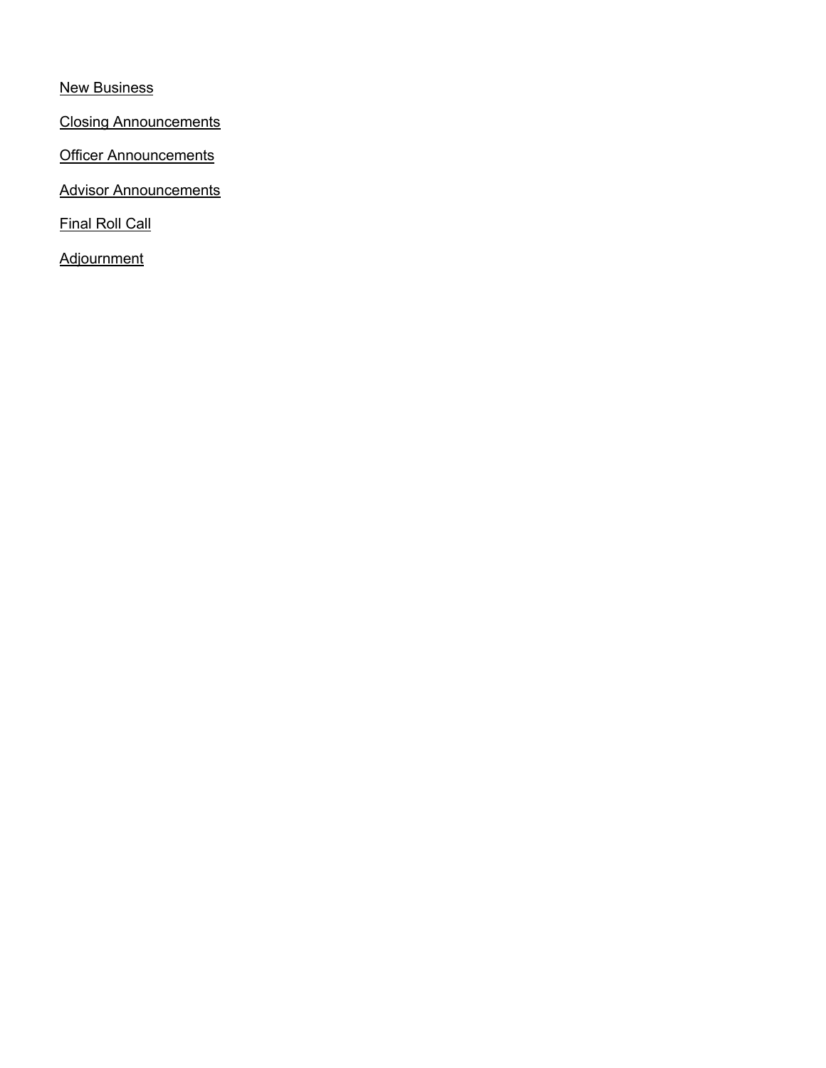<u>New Business</u>

<u>Closing Announcements</u>

<u>Officer Announcements</u>

<u>Advisor Announcements</u>

<u>Final Roll Call</u>

<u>Adjournment</u>